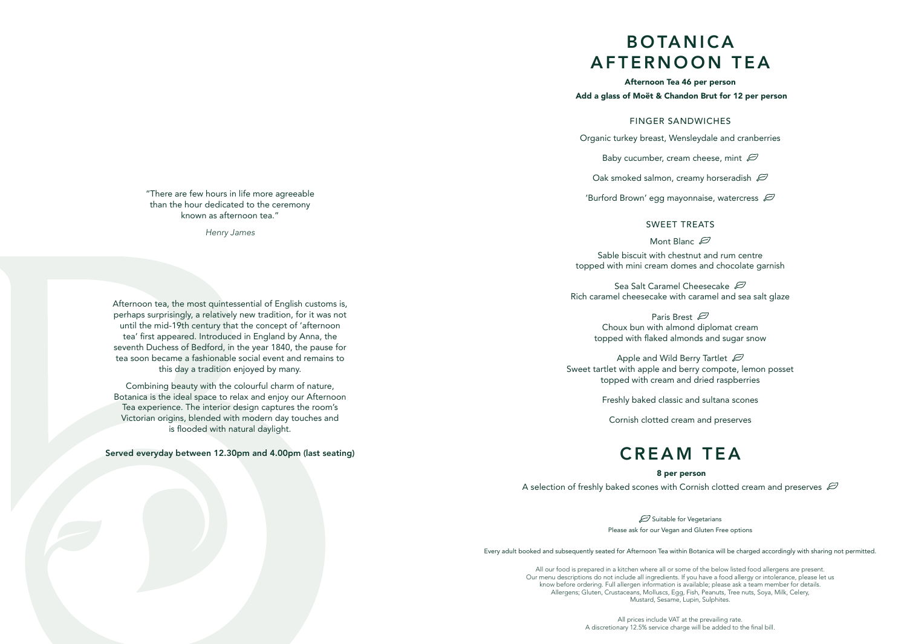"There are few hours in life more agreeable than the hour dedicated to the ceremony known as afternoon tea."

*Henry James*

Afternoon tea, the most quintessential of English customs is, perhaps surprisingly, a relatively new tradition, for it was not until the mid-19th century that the concept of 'afternoon tea' first appeared. Introduced in England by Anna, the seventh Duchess of Bedford, in the year 1840, the pause for tea soon became a fashionable social event and remains to this day a tradition enjoyed by many.

Combining beauty with the colourful charm of nature, Botanica is the ideal space to relax and enjoy our Afternoon Tea experience. The interior design captures the room's Victorian origins, blended with modern day touches and is flooded with natural daylight.

**Served everyday between 12.30pm and 4.00pm (last seating)**

# BOTANICA AFTERNOON TEA

**Afternoon Tea 46 per person**

**Add a glass of Moët & Chandon Brut for 12 per person**

## FINGER SANDWICHES

Organic turkey breast, Wensleydale and cranberries

Baby cucumber, cream cheese, mint (V)

Oak smoked salmon, creamy horseradish (V)

'Burford Brown' egg mayonnaise, watercress (V)

## SWEET TREATS

Mont Blanc (V)

Sable biscuit with chestnut and rum centre topped with mini cream domes and chocolate garnish

Sea Salt Caramel Cheesecake (V)

Rich caramel cheesecake with caramel and sea salt glaze

Paris Brest (V)

Choux bun with almond diplomat cream topped with flaked almonds and sugar snow

Apple and Wild Berry Tartlet (V)

Sweet tartlet with apple and berry compote, lemon posset topped with cream and dried raspberries

Freshly baked classic and sultana scones

Cornish clotted cream and preserves

# CREAM TEA

**8 per person**

A selection of freshly baked scones with Cornish clotted cream and preserves (V)

(V) Suitable for Vegetarians

Please ask for our Vegan and Gluten Free options

Every adult booked and subsequently seated for Afternoon Tea within Botanica will be charged accordingly with sharing not permitted.

All our food is prepared in a kitchen where all or some of the below listed food allergens are present. Our menu descriptions do not include all ingredients. If you have a food allergy or intolerance, please let us know before ordering. Full allergen information is available; please ask a team member for details. Allergens; Gluten, Crustaceans, Molluscs, Egg, Fish, Peanuts, Tree nuts, Soya, Milk, Celery, Mustard, Sesame, Lupin, Sulphites.

All prices include VAT at the prevailing rate.

A discretionary 12.5% service charge will be added to the final bill.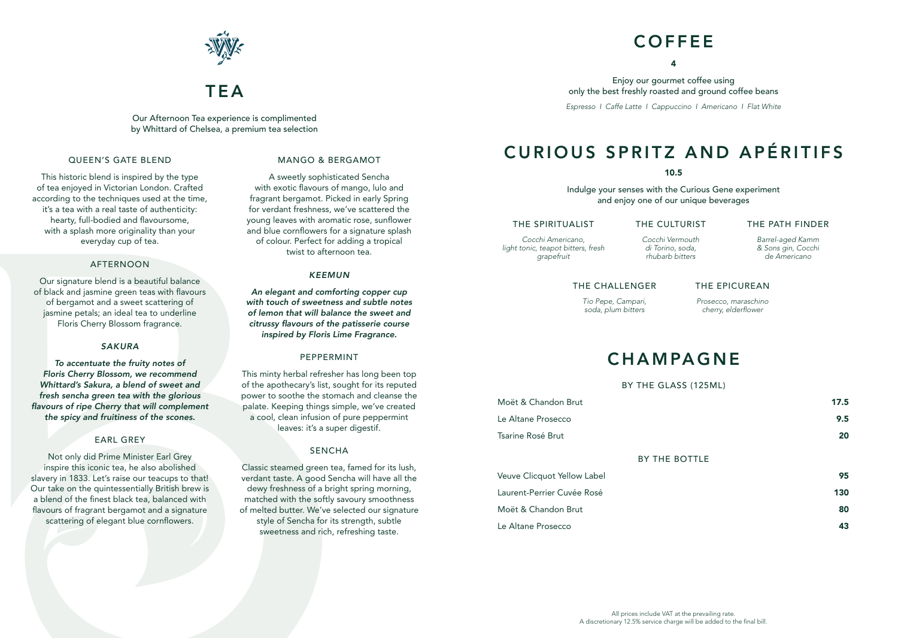# TEA

Our Afternoon Tea experience is complimented by Whittard of Chelsea, a premium tea selection

### QUEEN'S GATE BLEND

This historic blend is inspired by the type of tea enjoyed in Victorian London. Crafted according to the techniques used at the time, it's a tea with a real taste of authenticity: hearty, full-bodied and flavoursome, with a splash more originality than your everyday cup of tea.

### AFTERNOON

Our signature blend is a beautiful balance of black and jasmine green teas with flavours of bergamot and a sweet scattering of jasmine petals; an ideal tea to underline Floris Cherry Blossom fragrance.

### *SAKURA*

***To accentuate the fruity notes of Floris Cherry Blossom, we recommend Whittard's Sakura, a blend of sweet and fresh sencha green tea with the glorious flavours of ripe Cherry that will complement the spicy and fruitiness of the scones.***

### EARL GREY

Not only did Prime Minister Earl Grey inspire this iconic tea, he also abolished slavery in 1833. Let's raise our teacups to that! Our take on the quintessentially British brew is a blend of the finest black tea, balanced with flavours of fragrant bergamot and a signature scattering of elegant blue cornflowers.

### MANGO & BERGAMOT

A sweetly sophisticated Sencha with exotic flavours of mango, lulo and fragrant bergamot. Picked in early Spring for verdant freshness, we've scattered the young leaves with aromatic rose, sunflower and blue cornflowers for a signature splash of colour. Perfect for adding a tropical twist to afternoon tea.

### *KEEMUN*

***An elegant and comforting copper cup with touch of sweetness and subtle notes of lemon that will balance the sweet and citrussy flavours of the patisserie course inspired by Floris Lime Fragrance.***

### PEPPERMINT

This minty herbal refresher has long been top of the apothecary's list, sought for its reputed power to soothe the stomach and cleanse the palate. Keeping things simple, we've created a cool, clean infusion of pure peppermint leaves: it's a super digestif.

### SENCHA

Classic steamed green tea, famed for its lush, verdant taste. A good Sencha will have all the dewy freshness of a bright spring morning, matched with the softly savoury smoothness of melted butter. We've selected our signature style of Sencha for its strength, subtle sweetness and rich, refreshing taste.

# COFFEE

**4**

Enjoy our gourmet coffee using only the best freshly roasted and ground coffee beans

*Espresso I Caffe Latte I Cappuccino I Americano I Flat White*

# CURIOUS SPRITZ AND APÉRITIFS

**10.5**

Indulge your senses with the Curious Gene experiment and enjoy one of our unique beverages

### THE SPIRITUALIST

*Cocchi Americano, light tonic, teapot bitters, fresh grapefruit*

### THE CULTURIST

*Cocchi Vermouth di Torino, soda, rhubarb bitters*

### THE PATH FINDER

*Barrel-aged Kamm & Sons gin, Cocchi de Americano*

### THE CHALLENGER

*Tio Pepe, Campari, soda, plum bitters*

### THE EPICUREAN

*Prosecco, maraschino cherry, elderflower*

# CHAMPAGNE

### BY THE GLASS (125ML)

| | |
|---|---|
| Moët & Chandon Brut | **17.5** |
| Le Altane Prosecco | **9.5** |
| Tsarine Rosé Brut | **20** |

### BY THE BOTTLE

| | |
|---|---|
| Veuve Clicquot Yellow Label | **95** |
| Laurent-Perrier Cuvée Rosé | **130** |
| Moët & Chandon Brut | **80** |
| Le Altane Prosecco | **43** |

All prices include VAT at the prevailing rate.
A discretionary 12.5% service charge will be added to the final bill.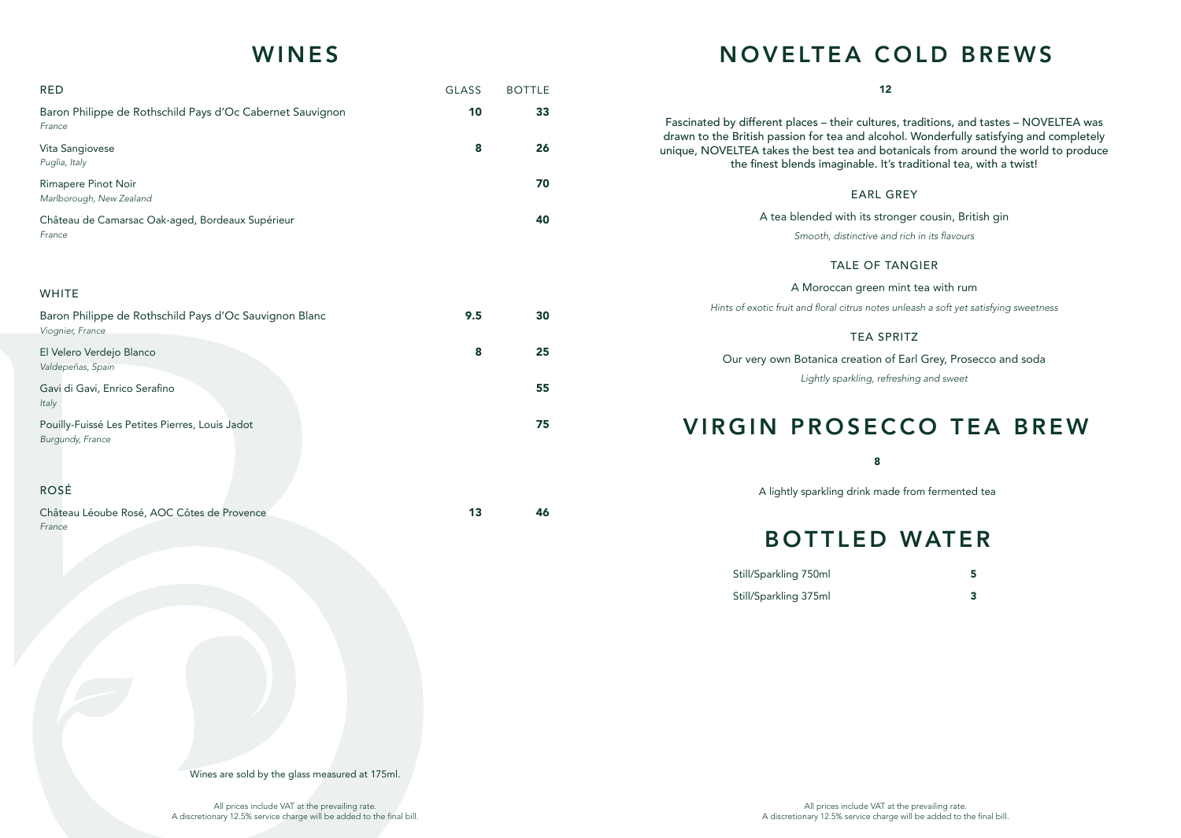# WINES

| RED | GLASS | BOTTLE |
|---|---|---|
| Baron Philippe de Rothschild Pays d'Oc Cabernet Sauvignon<br>*France* | **10** | **33** |
| Vita Sangiovese<br>*Puglia, Italy* | **8** | **26** |
| Rimapere Pinot Noir<br>*Marlborough, New Zealand* | | **70** |
| Château de Camarsac Oak-aged, Bordeaux Supérieur<br>*France* | | **40** |

| WHITE | GLASS | BOTTLE |
|---|---|---|
| Baron Philippe de Rothschild Pays d'Oc Sauvignon Blanc<br>*Viognier, France* | **9.5** | **30** |
| El Velero Verdejo Blanco<br>*Valdepeñas, Spain* | **8** | **25** |
| Gavi di Gavi, Enrico Serafino<br>*Italy* | | **55** |
| Pouilly-Fuissé Les Petites Pierres, Louis Jadot<br>*Burgundy, France* | | **75** |

| ROSÉ | GLASS | BOTTLE |
|---|---|---|
| Château Léoube Rosé, AOC Côtes de Provence<br>*France* | **13** | **46** |

Wines are sold by the glass measured at 175ml.

All prices include VAT at the prevailing rate.
A discretionary 12.5% service charge will be added to the final bill.

# NOVELTEA COLD BREWS

**12**

Fascinated by different places – their cultures, traditions, and tastes – NOVELTEA was drawn to the British passion for tea and alcohol. Wonderfully satisfying and completely unique, NOVELTEA takes the best tea and botanicals from around the world to produce the finest blends imaginable. It's traditional tea, with a twist!

### EARL GREY

A tea blended with its stronger cousin, British gin

*Smooth, distinctive and rich in its flavours*

### TALE OF TANGIER

A Moroccan green mint tea with rum

*Hints of exotic fruit and floral citrus notes unleash a soft yet satisfying sweetness*

### TEA SPRITZ

Our very own Botanica creation of Earl Grey, Prosecco and soda

*Lightly sparkling, refreshing and sweet*

# VIRGIN PROSECCO TEA BREW

**8**

A lightly sparkling drink made from fermented tea

# BOTTLED WATER

| | |
|---|---|
| Still/Sparkling 750ml | **5** |
| Still/Sparkling 375ml | **3** |

All prices include VAT at the prevailing rate.
A discretionary 12.5% service charge will be added to the final bill.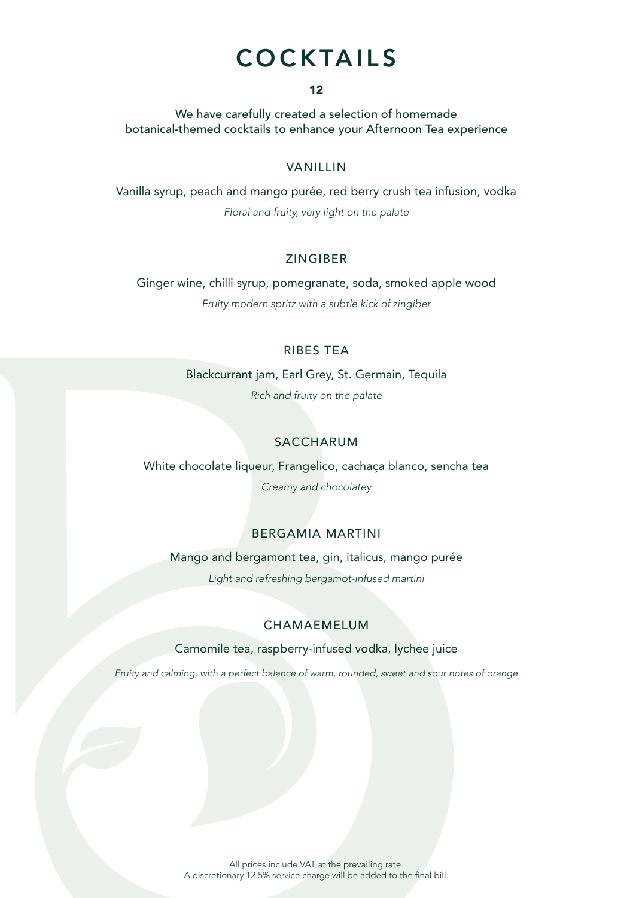# COCKTAILS

**12**

We have carefully created a selection of homemade botanical-themed cocktails to enhance your Afternoon Tea experience

## VANILLIN

Vanilla syrup, peach and mango purée, red berry crush tea infusion, vodka

*Floral and fruity, very light on the palate*

## ZINGIBER

Ginger wine, chilli syrup, pomegranate, soda, smoked apple wood

*Fruity modern spritz with a subtle kick of zingiber*

## RIBES TEA

Blackcurrant jam, Earl Grey, St. Germain, Tequila

*Rich and fruity on the palate*

## SACCHARUM

White chocolate liqueur, Frangelico, cachaça blanco, sencha tea

*Creamy and chocolatey*

## BERGAMIA MARTINI

Mango and bergamont tea, gin, italicus, mango purée

*Light and refreshing bergamot-infused martini*

## CHAMAEMELUM

Camomile tea, raspberry-infused vodka, lychee juice

*Fruity and calming, with a perfect balance of warm, rounded, sweet and sour notes of orange*

All prices include VAT at the prevailing rate.
A discretionary 12.5% service charge will be added to the final bill.